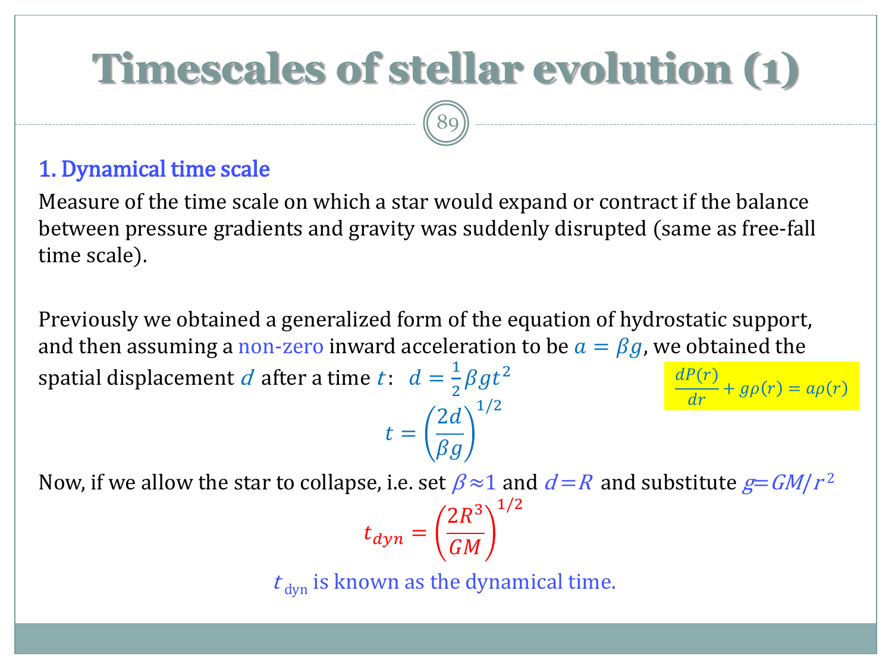# Timescales of stellar evolution (1)

## 1. Dynamical time scale

Measure of the time scale on which a star would expand or contract if the balance between pressure gradients and gravity was suddenly disrupted (same as free-fall time scale).

Previously we obtained a generalized form of the equation of hydrostatic support, and then assuming a non-zero inward acceleration to be $a = \beta g$, we obtained the spatial displacement $d$ after a time $t$: $d = \frac{1}{2}\beta g t^2$

$$\frac{dP(r)}{dr} + g\rho(r) = a\rho(r)$$

$$t = \left(\frac{2d}{\beta g}\right)^{1/2}$$

Now, if we allow the star to collapse, i.e. set $\beta \approx 1$ and $d = R$ and substitute $g = GM/r^2$

$$t_{dyn} = \left(\frac{2R^3}{GM}\right)^{1/2}$$

$t_{\text{dyn}}$ is known as the dynamical time.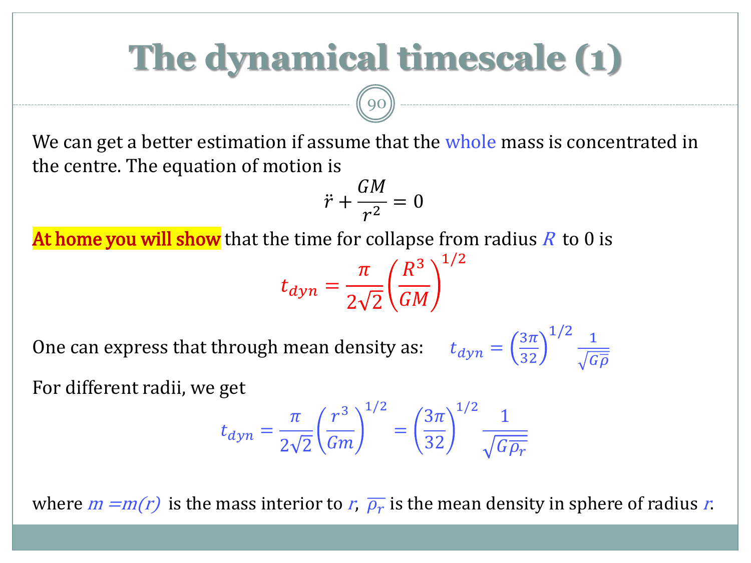# The dynamical timescale (1)

We can get a better estimation if assume that the whole mass is concentrated in the centre. The equation of motion is

$$\ddot{r} + \frac{GM}{r^2} = 0$$

**At home you will show** that the time for collapse from radius $R$ to 0 is

$$t_{dyn} = \frac{\pi}{2\sqrt{2}} \left( \frac{R^3}{GM} \right)^{1/2}$$

One can express that through mean density as: $t_{dyn} = \left( \frac{3\pi}{32} \right)^{1/2} \frac{1}{\sqrt{G\overline{\rho}}}$

For different radii, we get

$$t_{dyn} = \frac{\pi}{2\sqrt{2}} \left( \frac{r^3}{Gm} \right)^{1/2} = \left( \frac{3\pi}{32} \right)^{1/2} \frac{1}{\sqrt{G\overline{\rho_r}}}$$

where $m = m(r)$ is the mass interior to $r$, $\overline{\rho_r}$ is the mean density in sphere of radius $r$.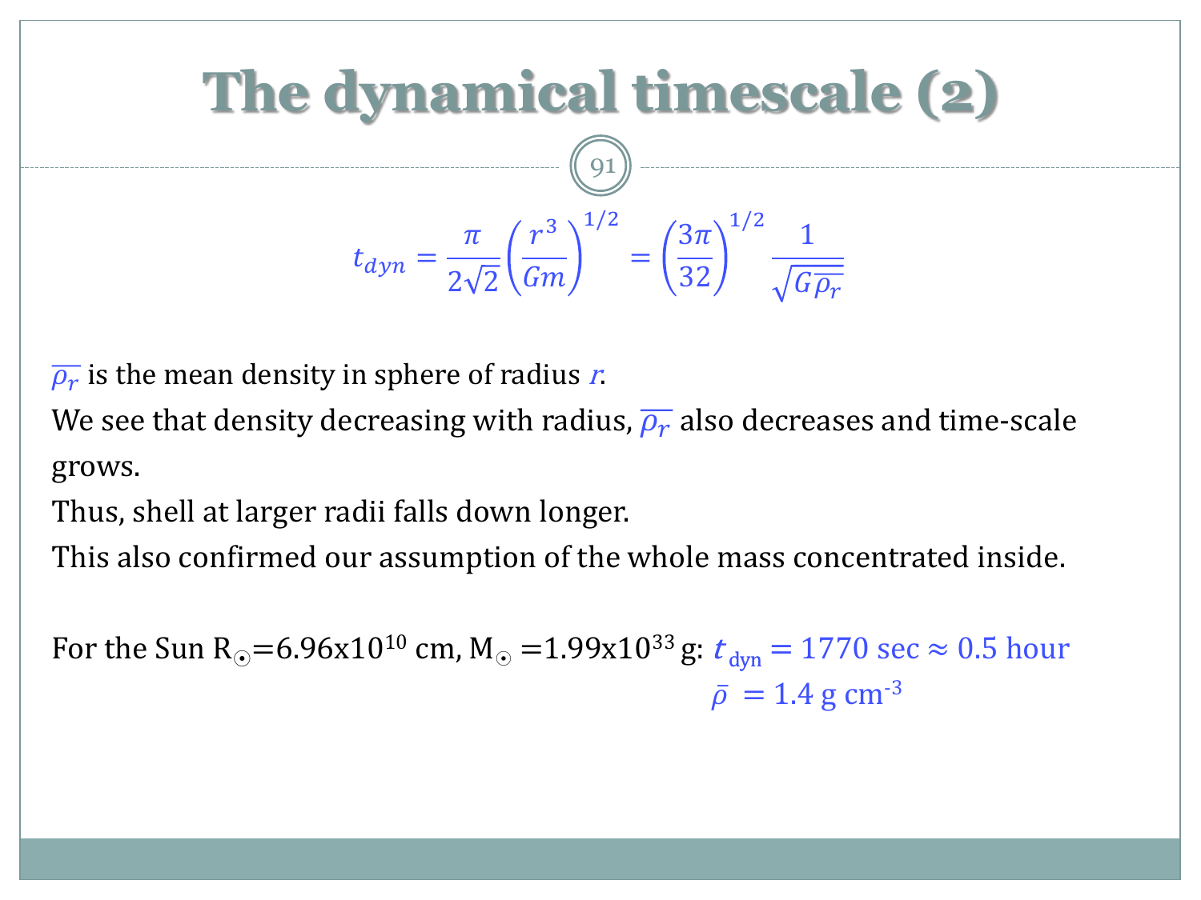# The dynamical timescale (2)

$$t_{dyn} = \frac{\pi}{2\sqrt{2}}\left(\frac{r^3}{Gm}\right)^{1/2} = \left(\frac{3\pi}{32}\right)^{1/2}\frac{1}{\sqrt{G\overline{\rho_r}}}$$

$\overline{\rho_r}$ is the mean density in sphere of radius $r$.

We see that density decreasing with radius, $\overline{\rho_r}$ also decreases and time-scale grows.

Thus, shell at larger radii falls down longer.

This also confirmed our assumption of the whole mass concentrated inside.

For the Sun $R_\odot = 6.96 \times 10^{10}$ cm, $M_\odot = 1.99 \times 10^{33}$ g: $t_{\rm dyn} = 1770$ sec $\approx 0.5$ hour

$\bar{\rho} = 1.4$ g cm$^{-3}$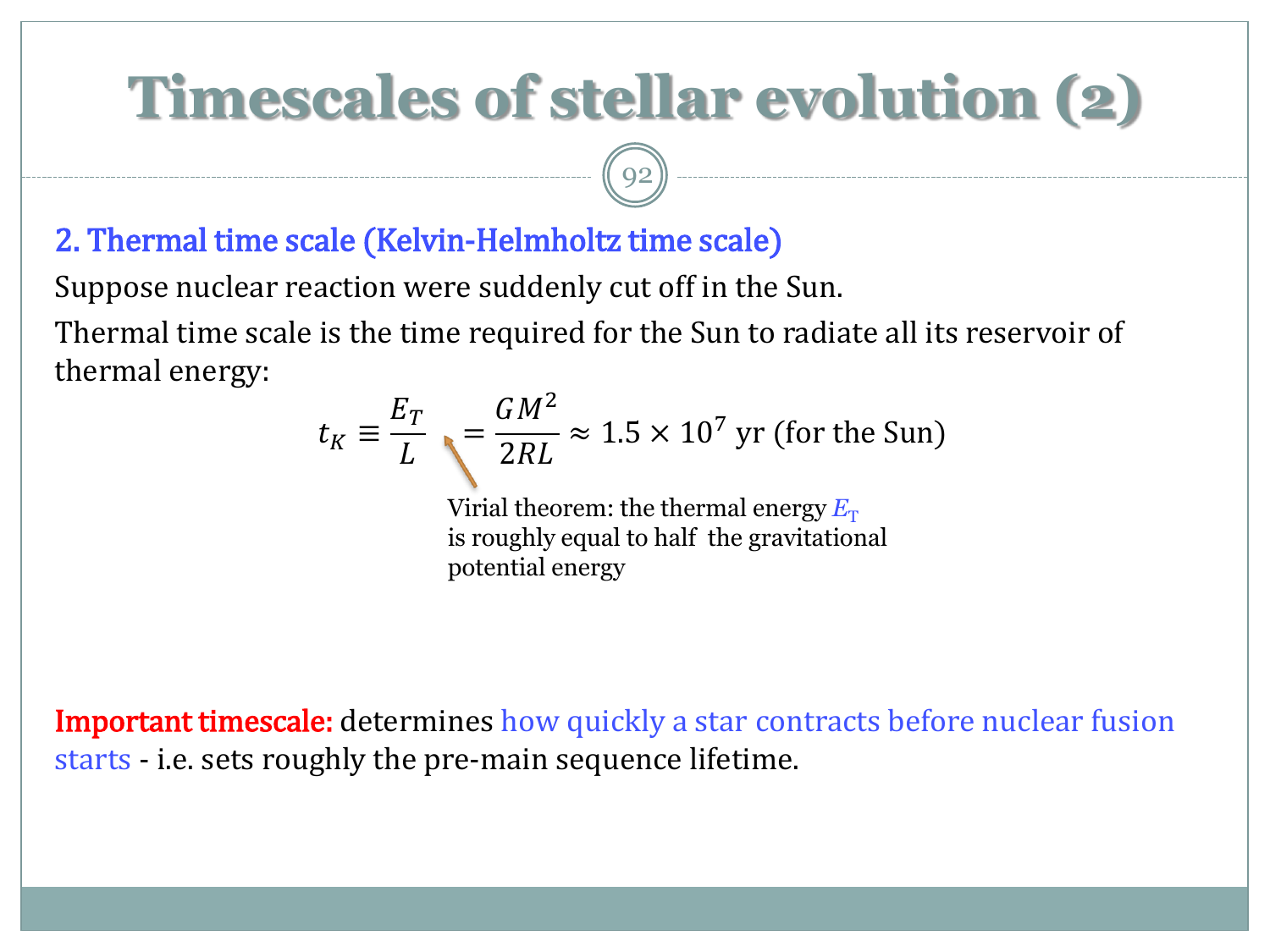# Timescales of stellar evolution (2)

## 2. Thermal time scale (Kelvin-Helmholtz time scale)

Suppose nuclear reaction were suddenly cut off in the Sun.

Thermal time scale is the time required for the Sun to radiate all its reservoir of thermal energy:

$$t_K \equiv \frac{E_T}{L} = \frac{GM^2}{2RL} \approx 1.5 \times 10^7 \text{ yr (for the Sun)}$$

Virial theorem: the thermal energy $E_T$ is roughly equal to half the gravitational potential energy

**Important timescale:** determines how quickly a star contracts before nuclear fusion starts - i.e. sets roughly the pre-main sequence lifetime.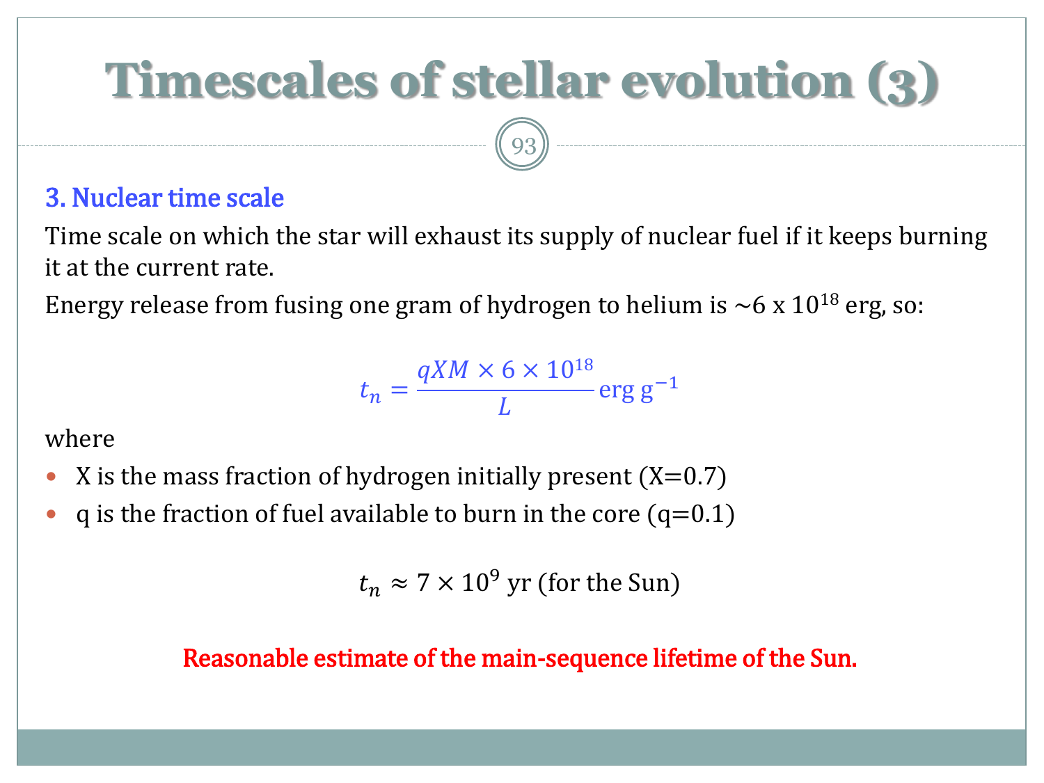# Timescales of stellar evolution (3)

### 3. Nuclear time scale

Time scale on which the star will exhaust its supply of nuclear fuel if it keeps burning it at the current rate.

Energy release from fusing one gram of hydrogen to helium is ~6 x $10^{18}$ erg, so:

$$t_n = \frac{qXM \times 6 \times 10^{18}}{L} \text{erg g}^{-1}$$

where

- X is the mass fraction of hydrogen initially present (X=0.7)
- q is the fraction of fuel available to burn in the core (q=0.1)

$$t_n \approx 7 \times 10^9 \text{ yr (for the Sun)}$$

**Reasonable estimate of the main-sequence lifetime of the Sun.**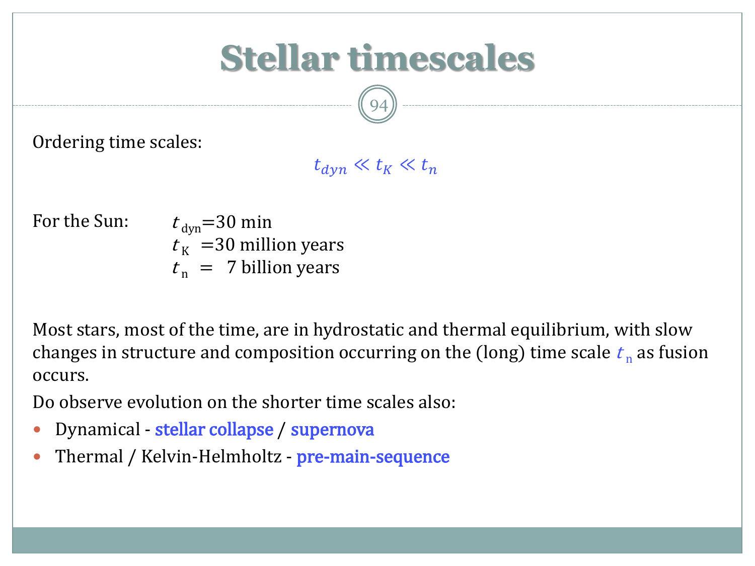# Stellar timescales

Ordering time scales:

$$t_{dyn} \ll t_K \ll t_n$$

For the Sun:

$t_{\text{dyn}}$=30 min
$t_{\text{K}}$ =30 million years
$t_{\text{n}}$ = 7 billion years

Most stars, most of the time, are in hydrostatic and thermal equilibrium, with slow changes in structure and composition occurring on the (long) time scale $t_{\text{n}}$ as fusion occurs.

Do observe evolution on the shorter time scales also:

- Dynamical - stellar collapse / supernova
- Thermal / Kelvin-Helmholtz - pre-main-sequence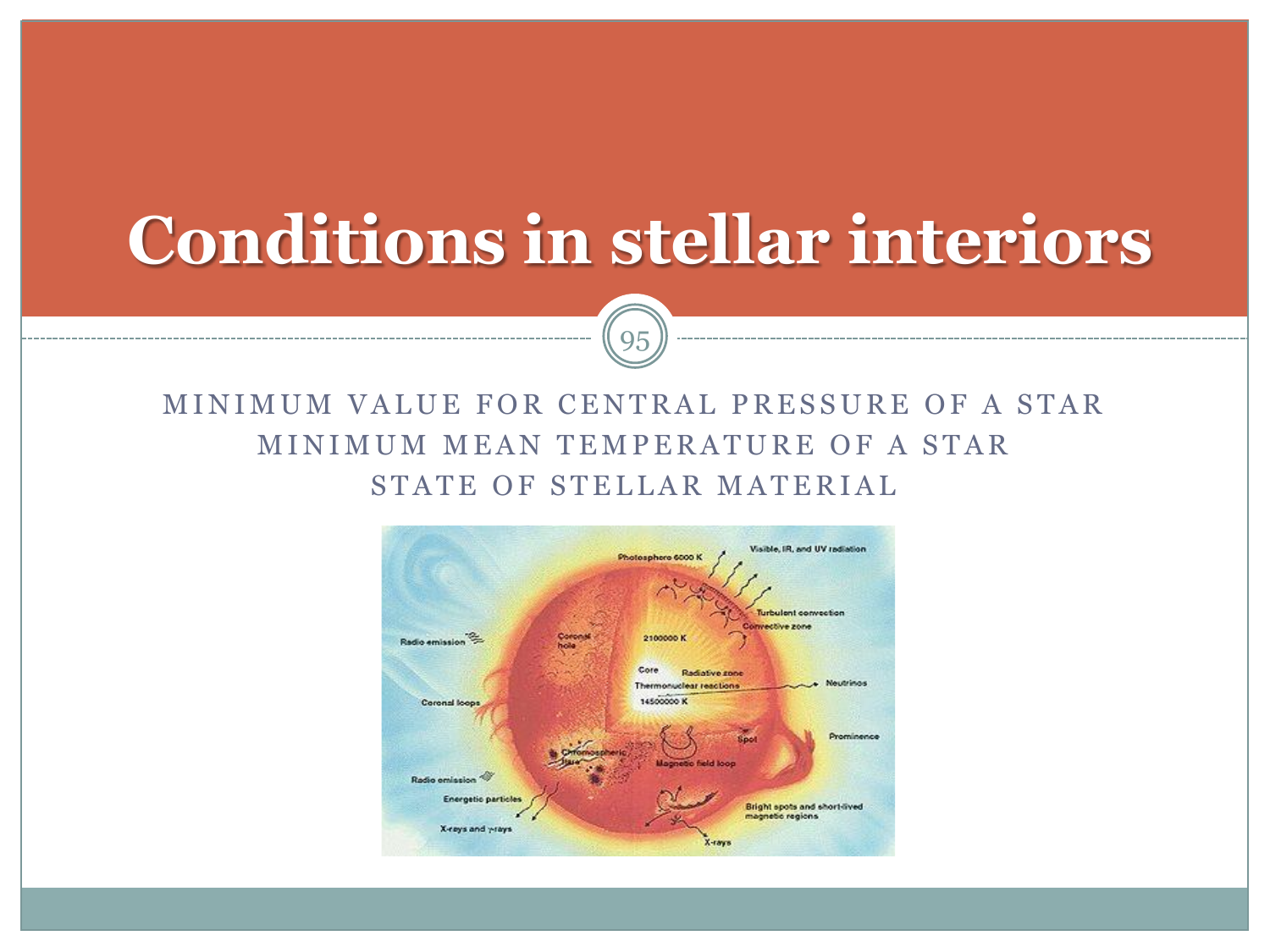# Conditions in stellar interiors

MINIMUM VALUE FOR CENTRAL PRESSURE OF A STAR

MINIMUM MEAN TEMPERATURE OF A STAR

STATE OF STELLAR MATERIAL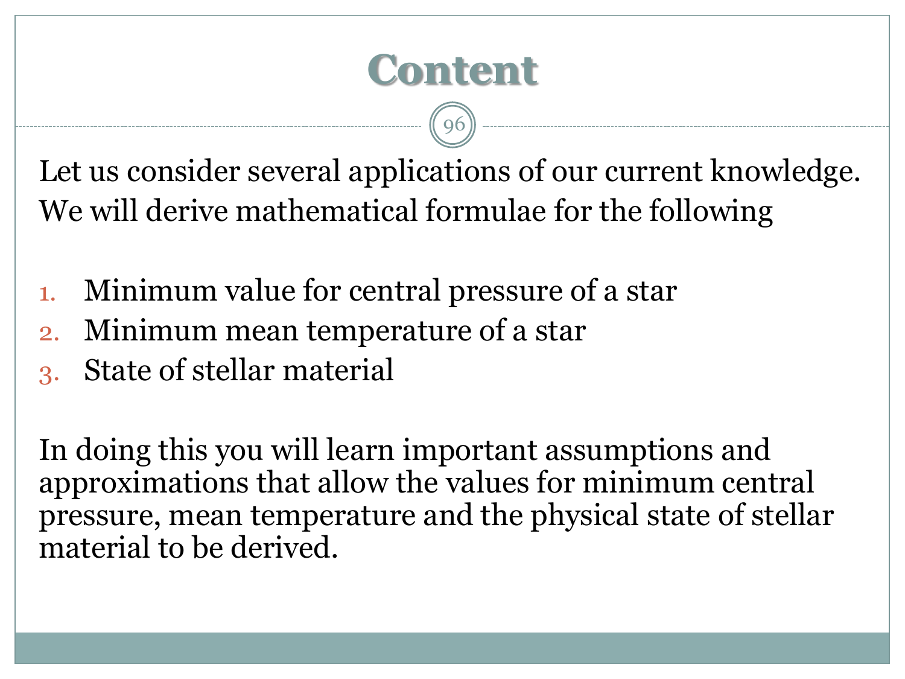# Content

Let us consider several applications of our current knowledge. We will derive mathematical formulae for the following

1. Minimum value for central pressure of a star
2. Minimum mean temperature of a star
3. State of stellar material

In doing this you will learn important assumptions and approximations that allow the values for minimum central pressure, mean temperature and the physical state of stellar material to be derived.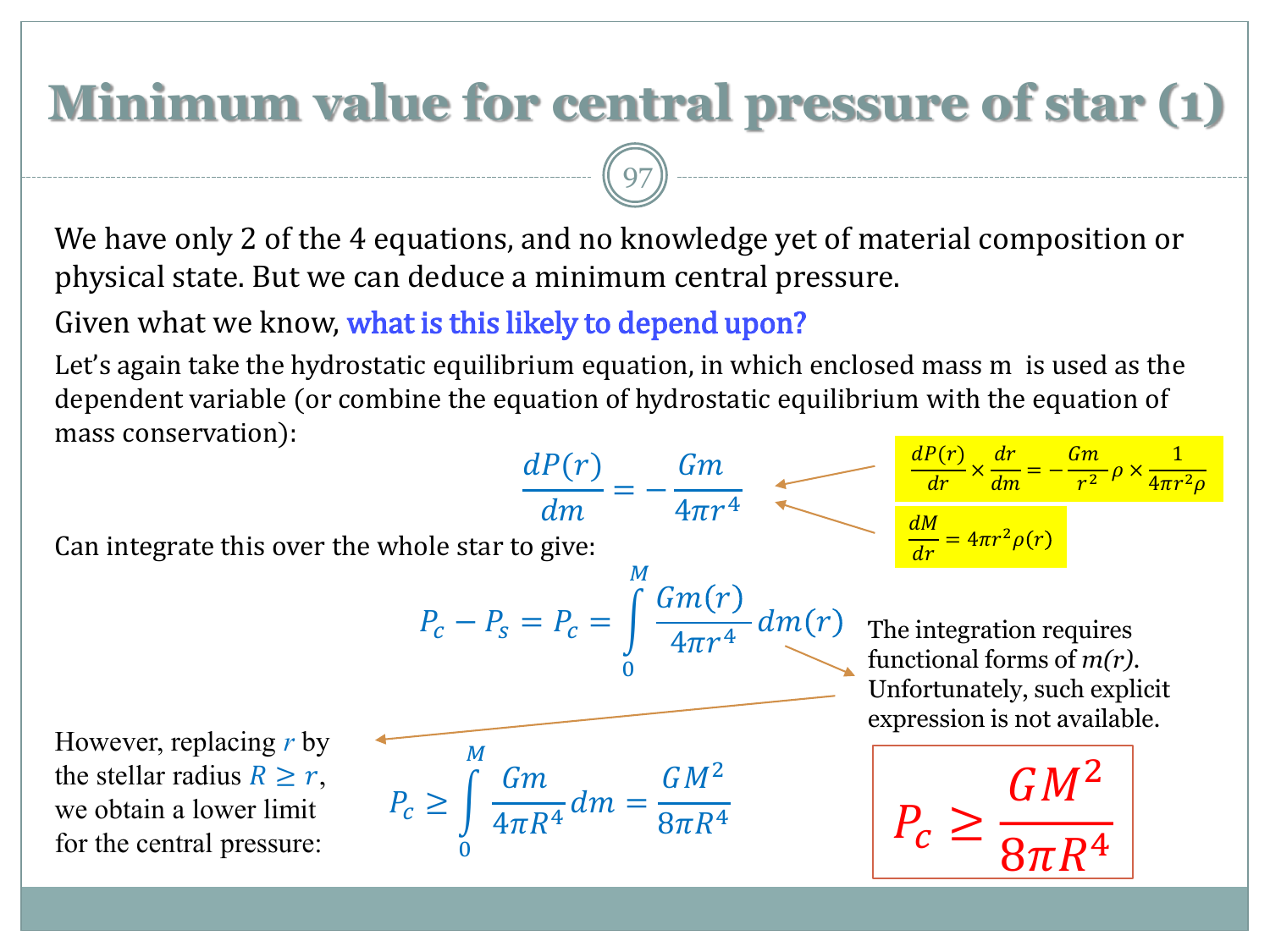# Minimum value for central pressure of star (1)

We have only 2 of the 4 equations, and no knowledge yet of material composition or physical state. But we can deduce a minimum central pressure.

Given what we know, **what is this likely to depend upon?**

Let's again take the hydrostatic equilibrium equation, in which enclosed mass m is used as the dependent variable (or combine the equation of hydrostatic equilibrium with the equation of mass conservation):

$$\frac{dP(r)}{dm} = -\frac{Gm}{4\pi r^4}$$

$$\frac{dP(r)}{dr} \times \frac{dr}{dm} = -\frac{Gm}{r^2}\rho \times \frac{1}{4\pi r^2 \rho}$$

$$\frac{dM}{dr} = 4\pi r^2 \rho(r)$$

Can integrate this over the whole star to give:

$$P_c - P_s = P_c = \int_0^M \frac{Gm(r)}{4\pi r^4} dm(r)$$

The integration requires functional forms of $m(r)$. Unfortunately, such explicit expression is not available.

However, replacing $r$ by the stellar radius $R \geq r$, we obtain a lower limit for the central pressure:

$$P_c \geq \int_0^M \frac{Gm}{4\pi R^4} dm = \frac{GM^2}{8\pi R^4}$$

$$P_c \geq \frac{GM^2}{8\pi R^4}$$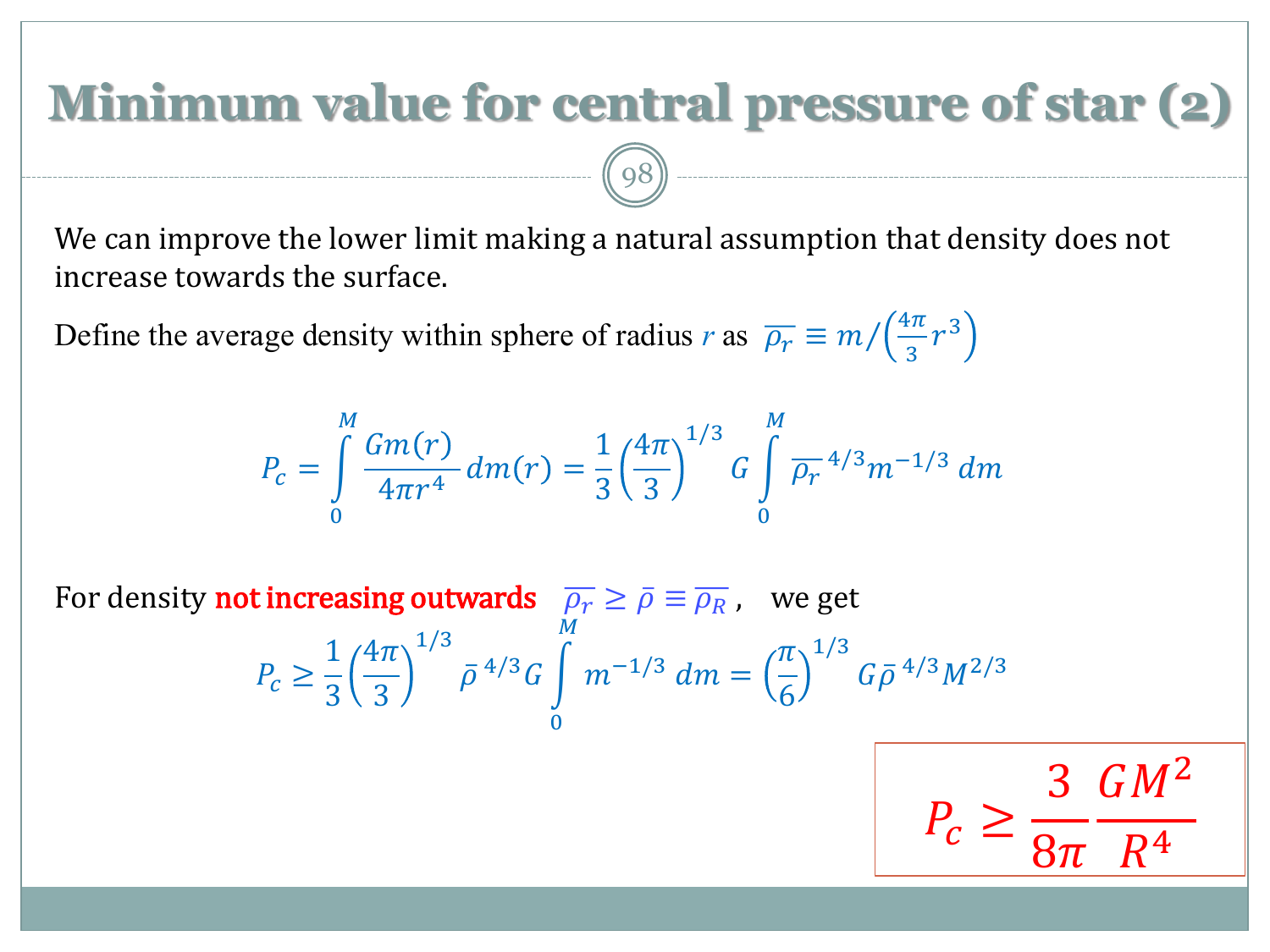# Minimum value for central pressure of star (2)

We can improve the lower limit making a natural assumption that density does not increase towards the surface.

Define the average density within sphere of radius $r$ as $\overline{\rho_r} \equiv m / \left(\frac{4\pi}{3} r^3\right)$

$$P_c = \int_0^M \frac{Gm(r)}{4\pi r^4} \, dm(r) = \frac{1}{3} \left(\frac{4\pi}{3}\right)^{1/3} G \int_0^M \overline{\rho_r}^{\,4/3} m^{-1/3} \, dm$$

For density **not increasing outwards** $\overline{\rho_r} \geq \bar{\rho} \equiv \overline{\rho_R}$ , we get

$$P_c \geq \frac{1}{3} \left(\frac{4\pi}{3}\right)^{1/3} \bar{\rho}^{\,4/3} G \int_0^M m^{-1/3} \, dm = \left(\frac{\pi}{6}\right)^{1/3} G \bar{\rho}^{\,4/3} M^{2/3}$$

$$P_c \geq \frac{3}{8\pi} \frac{GM^2}{R^4}$$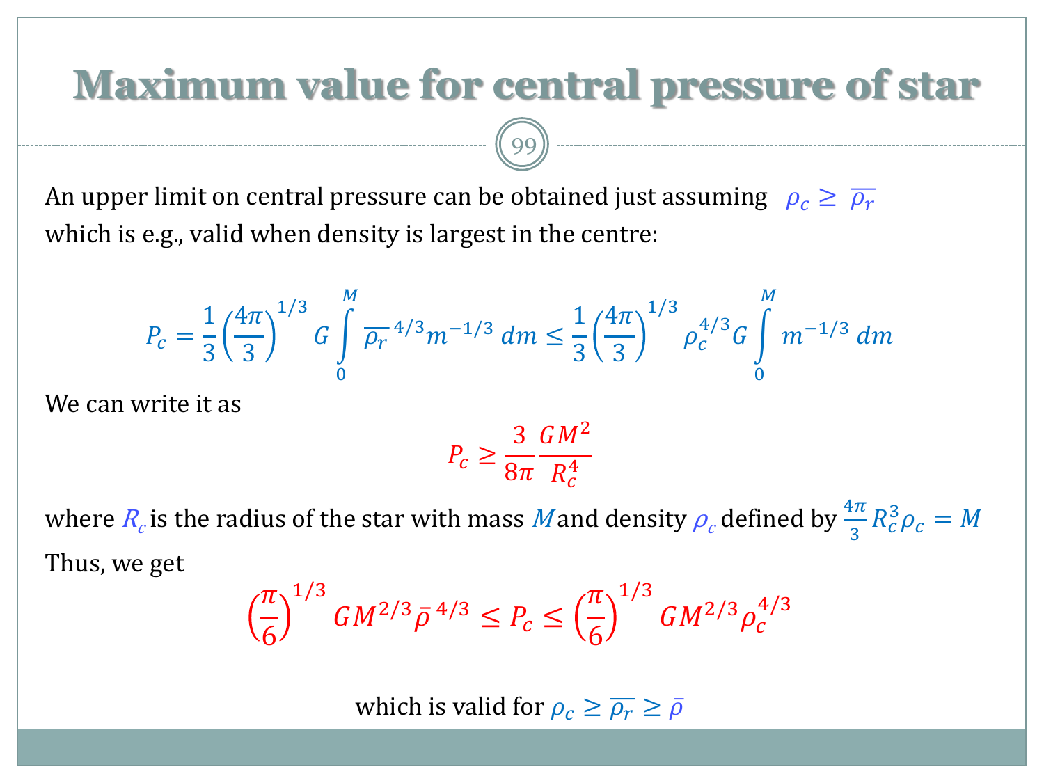# Maximum value for central pressure of star

An upper limit on central pressure can be obtained just assuming $\rho_c \geq \overline{\rho_r}$ which is e.g., valid when density is largest in the centre:

$$P_c = \frac{1}{3}\left(\frac{4\pi}{3}\right)^{1/3} G \int_0^M \overline{\rho_r}^{\,4/3} m^{-1/3}\, dm \leq \frac{1}{3}\left(\frac{4\pi}{3}\right)^{1/3} \rho_c^{4/3} G \int_0^M m^{-1/3}\, dm$$

We can write it as

$$P_c \geq \frac{3}{8\pi}\frac{GM^2}{R_c^4}$$

where $R_c$ is the radius of the star with mass $M$ and density $\rho_c$ defined by $\frac{4\pi}{3}R_c^3\rho_c = M$

Thus, we get

$$\left(\frac{\pi}{6}\right)^{1/3} GM^{2/3}\bar{\rho}^{\,4/3} \leq P_c \leq \left(\frac{\pi}{6}\right)^{1/3} GM^{2/3}\rho_c^{4/3}$$

which is valid for $\rho_c \geq \overline{\rho_r} \geq \bar{\rho}$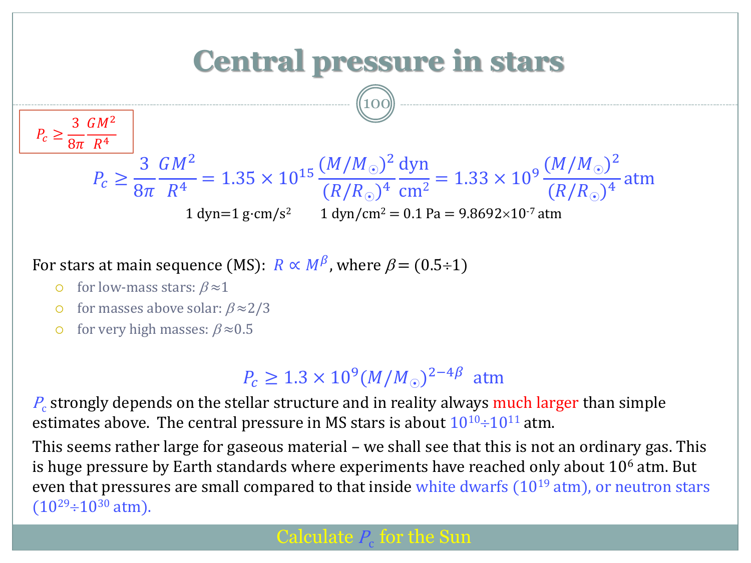# Central pressure in stars

$$P_c \geq \frac{3}{8\pi}\frac{GM^2}{R^4}$$

$$P_c \geq \frac{3}{8\pi}\frac{GM^2}{R^4} = 1.35\times10^{15}\frac{(M/M_\odot)^2}{(R/R_\odot)^4}\frac{\text{dyn}}{\text{cm}^2} = 1.33\times10^{9}\frac{(M/M_\odot)^2}{(R/R_\odot)^4}\text{ atm}$$

1 dyn=1 g·cm/s$^2$  1 dyn/cm$^2$ = 0.1 Pa = 9.8692×10$^{-7}$ atm

For stars at main sequence (MS): $R \propto M^{\beta}$, where $\beta$= (0.5÷1)

- for low-mass stars: $\beta \approx 1$
- for masses above solar: $\beta \approx 2/3$
- for very high masses: $\beta \approx 0.5$

$$P_c \geq 1.3\times10^{9}(M/M_\odot)^{2-4\beta}\text{ atm}$$

$P_c$ strongly depends on the stellar structure and in reality always much larger than simple estimates above. The central pressure in MS stars is about $10^{10}$÷$10^{11}$ atm.

This seems rather large for gaseous material – we shall see that this is not an ordinary gas. This is huge pressure by Earth standards where experiments have reached only about $10^6$ atm. But even that pressures are small compared to that inside white dwarfs ($10^{19}$ atm), or neutron stars ($10^{29}$÷$10^{30}$ atm).

Calculate $P_c$ for the Sun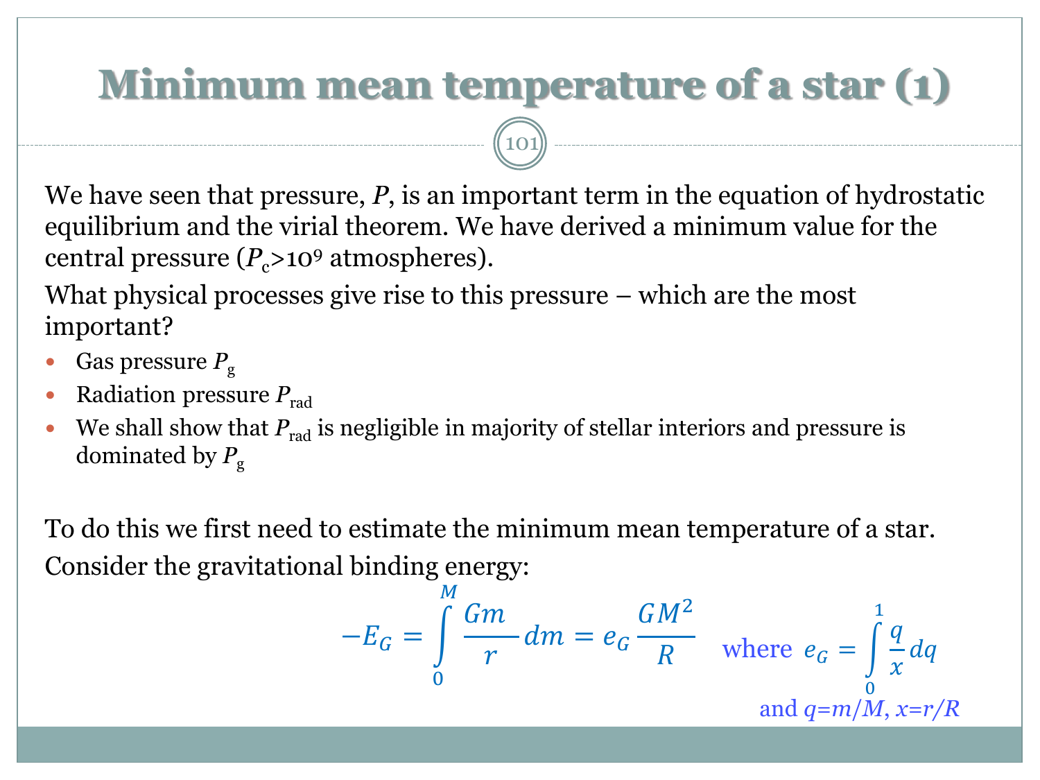# Minimum mean temperature of a star (1)

We have seen that pressure, $P$, is an important term in the equation of hydrostatic equilibrium and the virial theorem. We have derived a minimum value for the central pressure ($P_c > 10^9$ atmospheres).

What physical processes give rise to this pressure – which are the most important?

- Gas pressure $P_g$
- Radiation pressure $P_{rad}$
- We shall show that $P_{rad}$ is negligible in majority of stellar interiors and pressure is dominated by $P_g$

To do this we first need to estimate the minimum mean temperature of a star.

Consider the gravitational binding energy:

$$-E_G = \int_0^M \frac{Gm}{r} dm = e_G \frac{GM^2}{R} \quad \text{where } e_G = \int_0^1 \frac{q}{x} dq$$

and $q = m/M$, $x = r/R$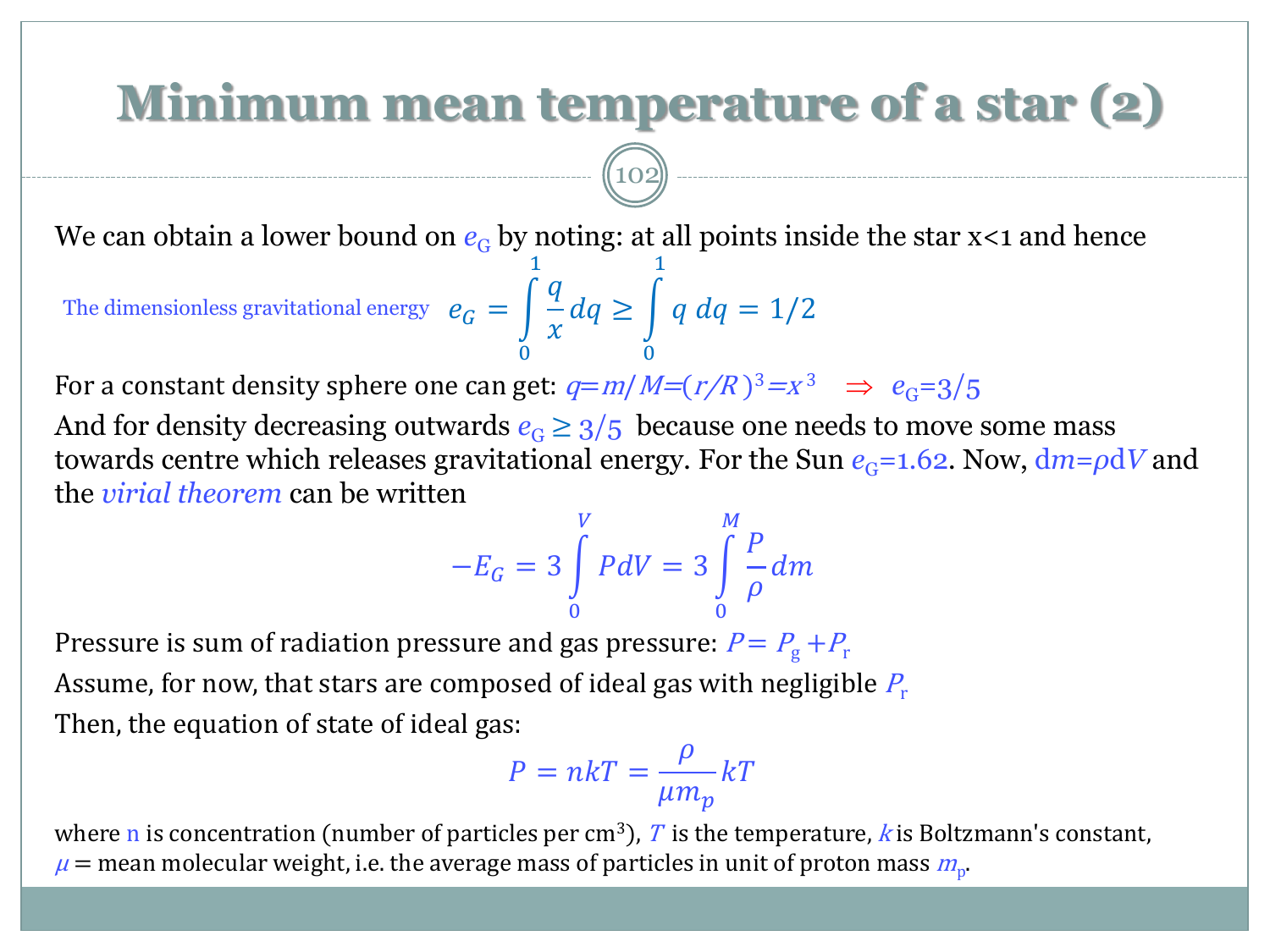# Minimum mean temperature of a star (2)

We can obtain a lower bound on $e_G$ by noting: at all points inside the star x<1 and hence

The dimensionless gravitational energy
$$e_G = \int_0^1 \frac{q}{x} dq \geq \int_0^1 q\, dq = 1/2$$

For a constant density sphere one can get: $q=m/M=(r/R)^3=x^3 \Rightarrow e_G=3/5$

And for density decreasing outwards $e_G \geq 3/5$ because one needs to move some mass towards centre which releases gravitational energy. For the Sun $e_G=1.62$. Now, $dm=\rho dV$ and the *virial theorem* can be written

$$-E_G = 3\int_0^V P dV = 3\int_0^M \frac{P}{\rho} dm$$

Pressure is sum of radiation pressure and gas pressure: $P = P_g + P_r$

Assume, for now, that stars are composed of ideal gas with negligible $P_r$

Then, the equation of state of ideal gas:

$$P = nkT = \frac{\rho}{\mu m_p} kT$$

where n is concentration (number of particles per cm$^3$), $T$ is the temperature, $k$ is Boltzmann's constant, $\mu$ = mean molecular weight, i.e. the average mass of particles in unit of proton mass $m_p$.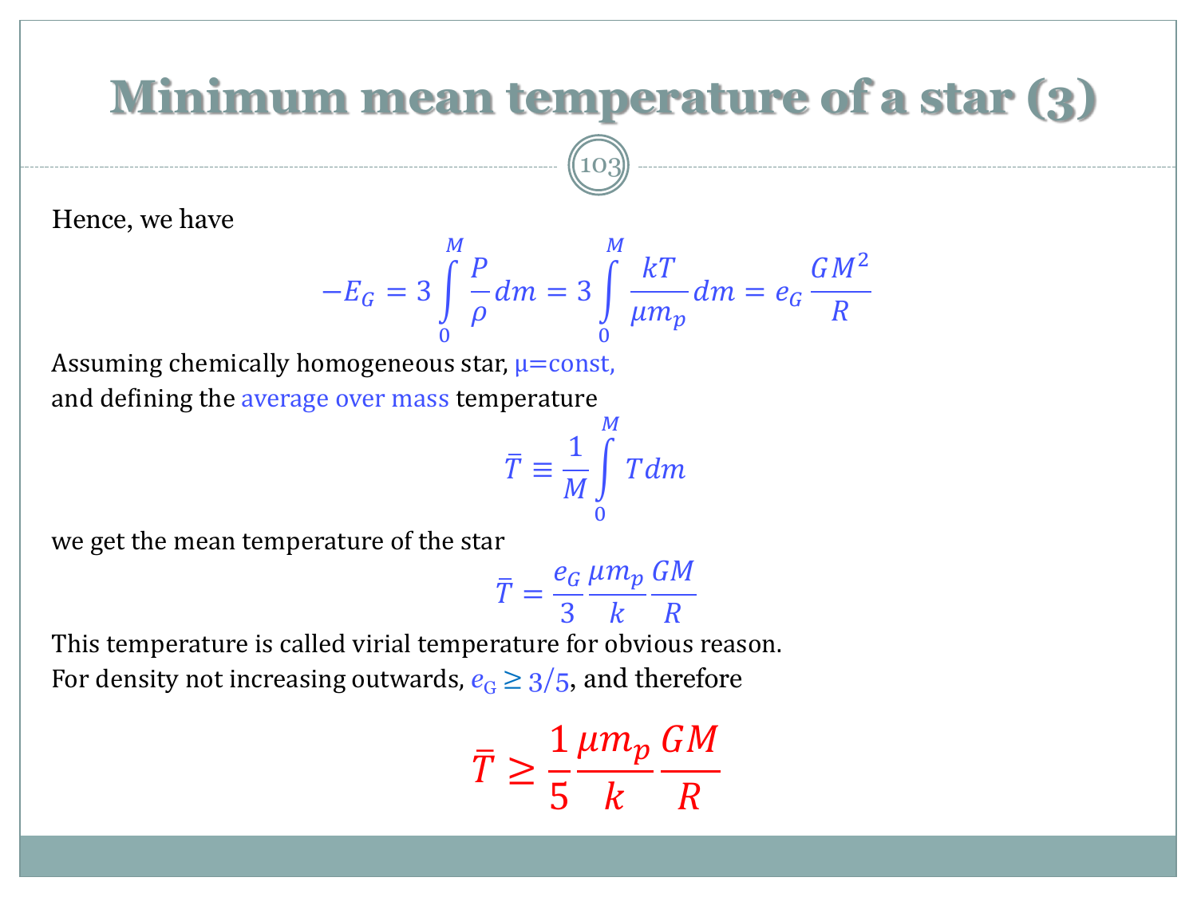# Minimum mean temperature of a star (3)

Hence, we have

$$-E_G = 3\int_0^M \frac{P}{\rho} dm = 3\int_0^M \frac{kT}{\mu m_p} dm = e_G \frac{GM^2}{R}$$

Assuming chemically homogeneous star, $\mu$=const,
and defining the average over mass temperature

$$\bar{T} \equiv \frac{1}{M}\int_0^M T dm$$

we get the mean temperature of the star

$$\bar{T} = \frac{e_G}{3}\frac{\mu m_p}{k}\frac{GM}{R}$$

This temperature is called virial temperature for obvious reason.
For density not increasing outwards, $e_G \geq 3/5$, and therefore

$$\bar{T} \geq \frac{1}{5}\frac{\mu m_p}{k}\frac{GM}{R}$$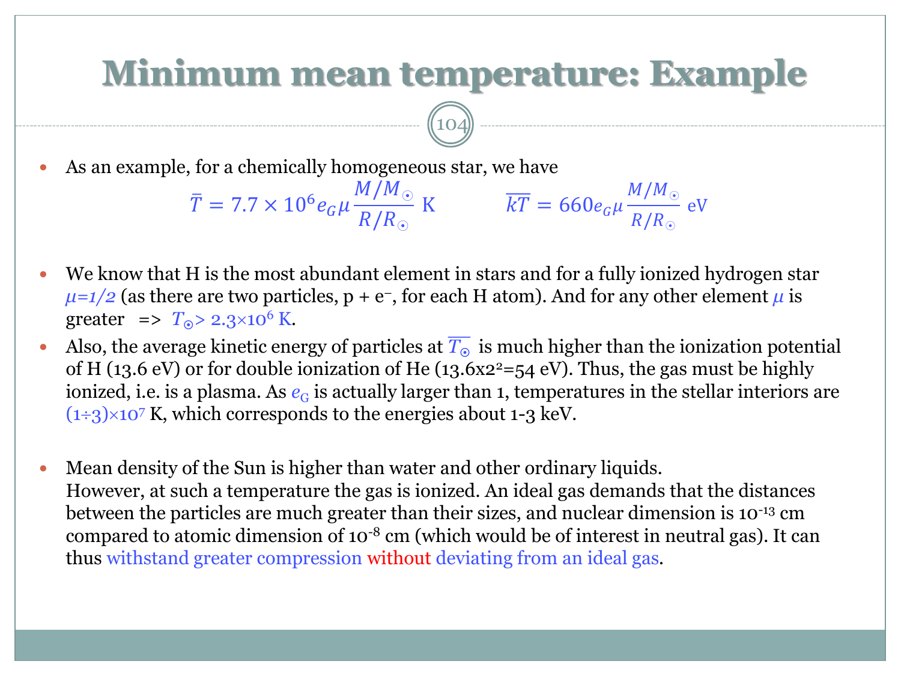# Minimum mean temperature: Example

- As an example, for a chemically homogeneous star, we have

$$\bar{T} = 7.7 \times 10^6 e_G \mu \frac{M/M_\odot}{R/R_\odot} \text{ K} \qquad \overline{kT} = 660 e_G \mu \frac{M/M_\odot}{R/R_\odot} \text{ eV}$$

- We know that H is the most abundant element in stars and for a fully ionized hydrogen star $\mu=1/2$ (as there are two particles, p + $e^-$, for each H atom). And for any other element $\mu$ is greater => $T_\odot > 2.3\times10^6$ K.
- Also, the average kinetic energy of particles at $\overline{T_\odot}$ is much higher than the ionization potential of H (13.6 eV) or for double ionization of He ($13.6\text{x}2^2$=54 eV). Thus, the gas must be highly ionized, i.e. is a plasma. As $e_G$ is actually larger than 1, temperatures in the stellar interiors are $(1\div3)\times10^7$ K, which corresponds to the energies about 1-3 keV.

- Mean density of the Sun is higher than water and other ordinary liquids.
  However, at such a temperature the gas is ionized. An ideal gas demands that the distances between the particles are much greater than their sizes, and nuclear dimension is $10^{-13}$ cm compared to atomic dimension of $10^{-8}$ cm (which would be of interest in neutral gas). It can thus withstand greater compression without deviating from an ideal gas.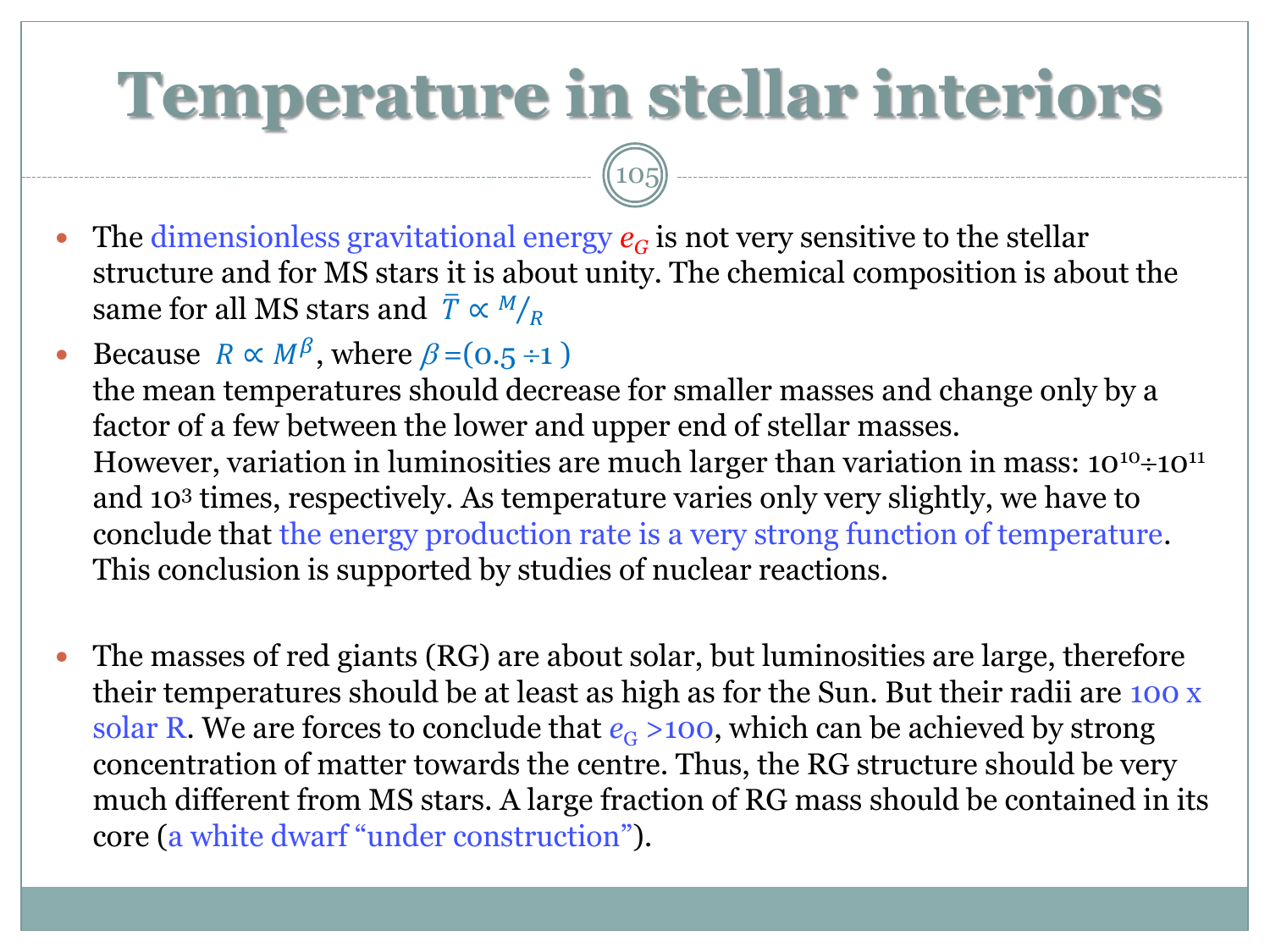# Temperature in stellar interiors

- The dimensionless gravitational energy $e_G$ is not very sensitive to the stellar structure and for MS stars it is about unity. The chemical composition is about the same for all MS stars and $\bar{T} \propto {}^{M}/_{R}$
- Because $R \propto M^{\beta}$, where $\beta$ =(0.5 ÷1 )
  the mean temperatures should decrease for smaller masses and change only by a factor of a few between the lower and upper end of stellar masses.
  However, variation in luminosities are much larger than variation in mass: $10^{10} \div 10^{11}$ and $10^3$ times, respectively. As temperature varies only very slightly, we have to conclude that the energy production rate is a very strong function of temperature. This conclusion is supported by studies of nuclear reactions.

- The masses of red giants (RG) are about solar, but luminosities are large, therefore their temperatures should be at least as high as for the Sun. But their radii are 100 x solar R. We are forces to conclude that $e_G$ >100, which can be achieved by strong concentration of matter towards the centre. Thus, the RG structure should be very much different from MS stars. A large fraction of RG mass should be contained in its core (a white dwarf "under construction").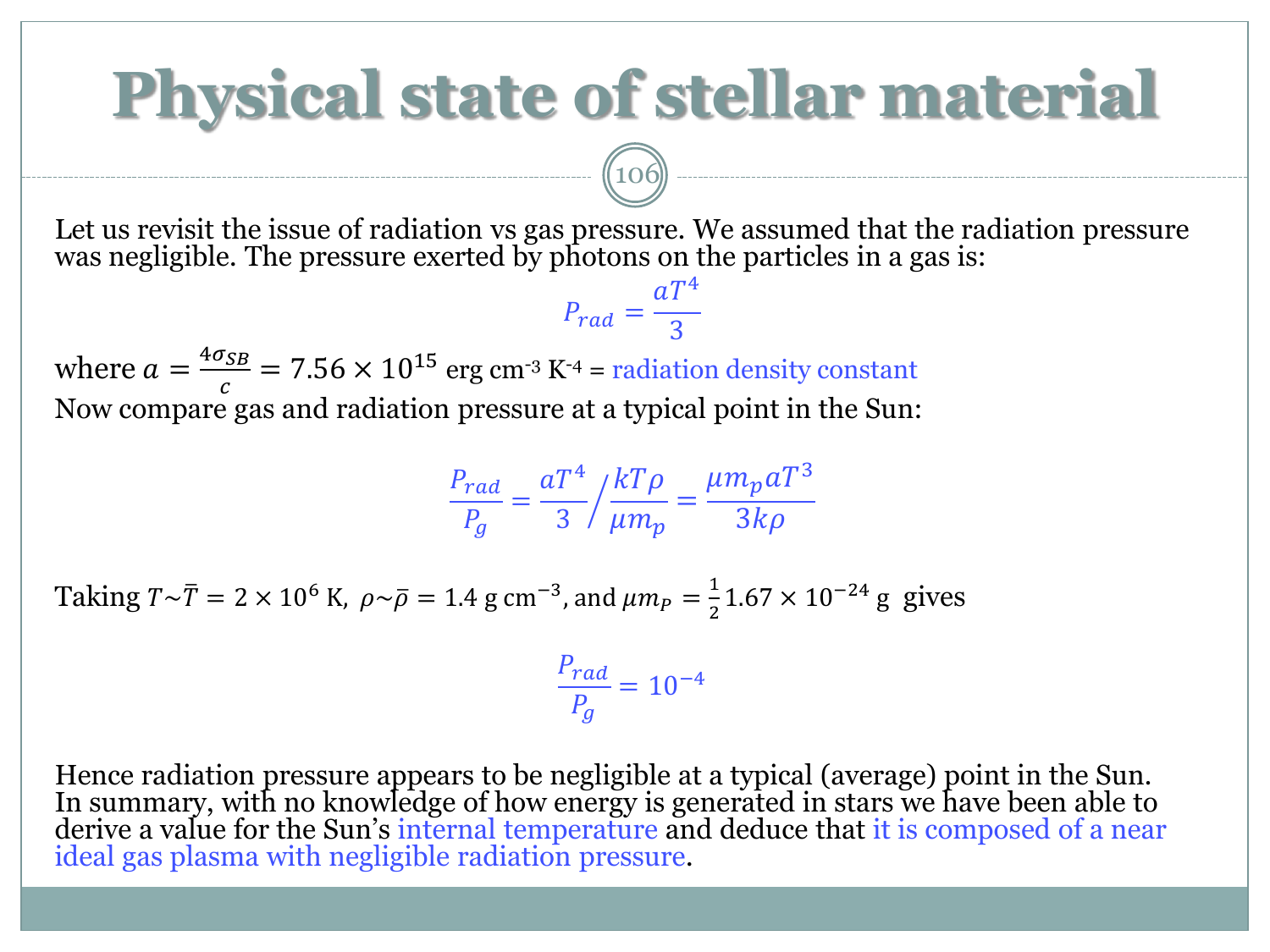# Physical state of stellar material

Let us revisit the issue of radiation vs gas pressure. We assumed that the radiation pressure was negligible. The pressure exerted by photons on the particles in a gas is:

$$P_{rad} = \frac{aT^4}{3}$$

where $a = \frac{4\sigma_{SB}}{c} = 7.56 \times 10^{15}$ erg cm$^{-3}$ K$^{-4}$ = radiation density constant

Now compare gas and radiation pressure at a typical point in the Sun:

$$\frac{P_{rad}}{P_g} = \frac{aT^4}{3} \Big/ \frac{kT\rho}{\mu m_p} = \frac{\mu m_p a T^3}{3k\rho}$$

Taking $T \sim \bar{T} = 2 \times 10^6$ K, $\rho \sim \bar{\rho} = 1.4$ g cm$^{-3}$, and $\mu m_P = \frac{1}{2} 1.67 \times 10^{-24}$ g gives

$$\frac{P_{rad}}{P_g} = 10^{-4}$$

Hence radiation pressure appears to be negligible at a typical (average) point in the Sun. In summary, with no knowledge of how energy is generated in stars we have been able to derive a value for the Sun's internal temperature and deduce that it is composed of a near ideal gas plasma with negligible radiation pressure.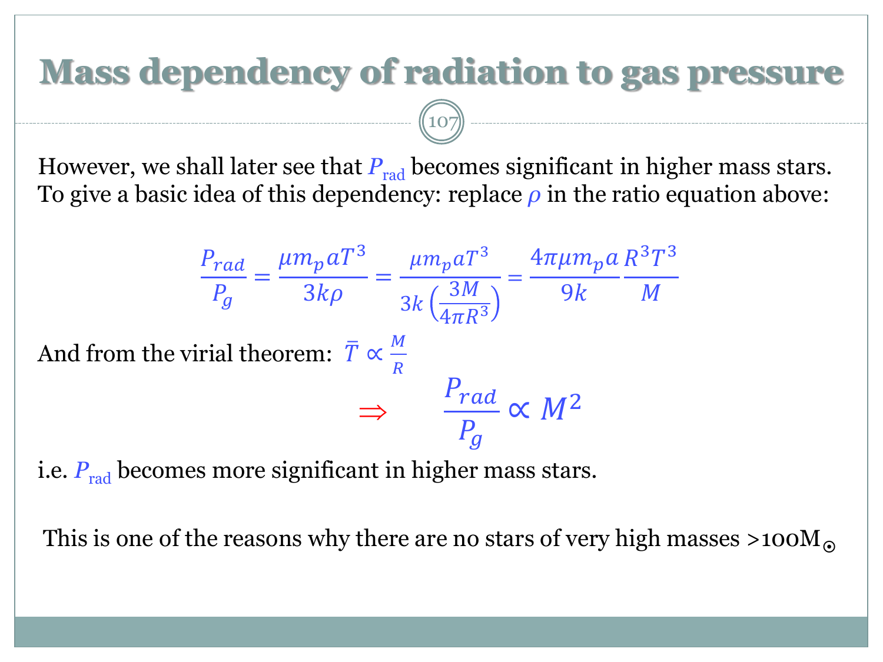# Mass dependency of radiation to gas pressure

However, we shall later see that $P_{\text{rad}}$ becomes significant in higher mass stars. To give a basic idea of this dependency: replace $\rho$ in the ratio equation above:

$$\frac{P_{rad}}{P_g} = \frac{\mu m_p a T^3}{3k\rho} = \frac{\mu m_p a T^3}{3k\left(\frac{3M}{4\pi R^3}\right)} = \frac{4\pi\mu m_p a}{9k}\frac{R^3 T^3}{M}$$

And from the virial theorem: $\bar{T} \propto \frac{M}{R}$

$$\Rightarrow \qquad \frac{P_{rad}}{P_g} \propto M^2$$

i.e. $P_{\text{rad}}$ becomes more significant in higher mass stars.

This is one of the reasons why there are no stars of very high masses $>100 M_{\odot}$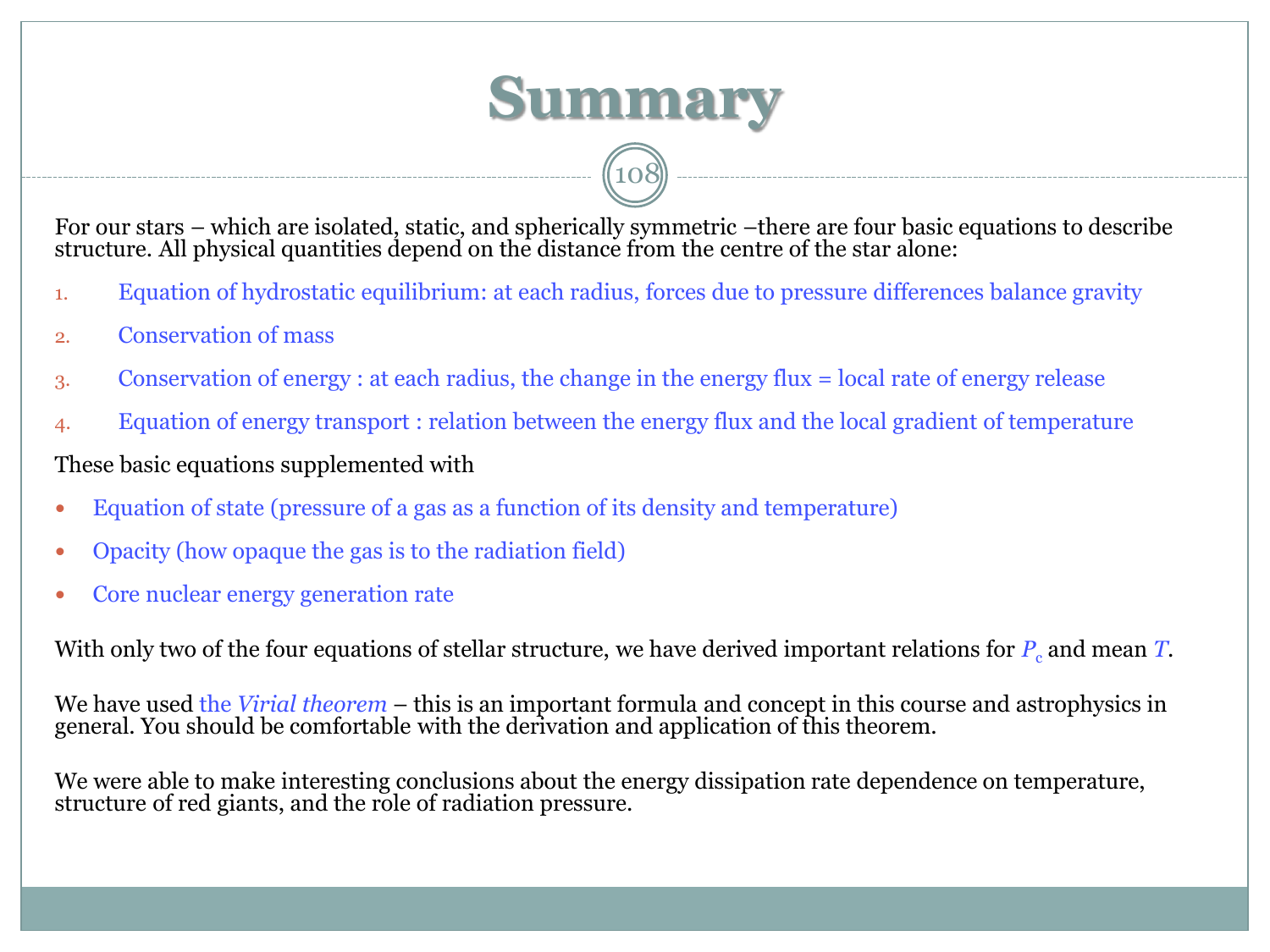# Summary

For our stars – which are isolated, static, and spherically symmetric –there are four basic equations to describe structure. All physical quantities depend on the distance from the centre of the star alone:

1. Equation of hydrostatic equilibrium: at each radius, forces due to pressure differences balance gravity
2. Conservation of mass
3. Conservation of energy : at each radius, the change in the energy flux = local rate of energy release
4. Equation of energy transport : relation between the energy flux and the local gradient of temperature

These basic equations supplemented with

- Equation of state (pressure of a gas as a function of its density and temperature)
- Opacity (how opaque the gas is to the radiation field)
- Core nuclear energy generation rate

With only two of the four equations of stellar structure, we have derived important relations for $P_c$ and mean $T$.

We have used the *Virial theorem* – this is an important formula and concept in this course and astrophysics in general. You should be comfortable with the derivation and application of this theorem.

We were able to make interesting conclusions about the energy dissipation rate dependence on temperature, structure of red giants, and the role of radiation pressure.